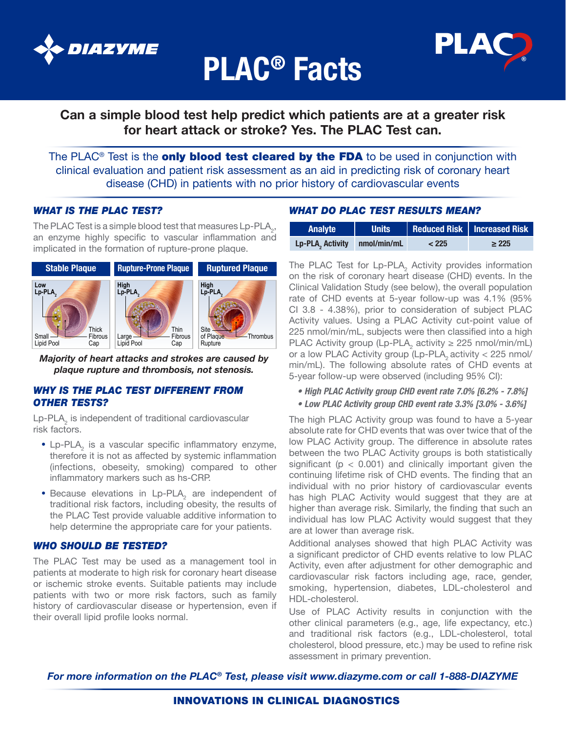# PLAC® Facts

**Can a simple blood test help predict which patients are at a greater risk for heart attack or stroke? Yes. The PLAC Test can.**

The PLAC® Test is the **only blood test cleared by the FDA** to be used in conjunction with clinical evaluation and patient risk assessment as an aid in predicting risk of coronary heart disease (CHD) in patients with no prior history of cardiovascular events

## *WHAT IS THE PLAC TEST?*

The PLAC Test is a simple blood test that measures Lp-$PLA_2$, an enzyme highly specific to vascular inflammation and implicated in the formation of rupture-prone plaque.

| Stable Plaque | Rupture-Prone Plaque | Ruptured Plaque |
|---|---|---|
| Low Lp-$PLA_2$; Small Lipid Pool; Thick Fibrous Cap | High Lp-$PLA_2$; Large Lipid Pool; Thin Fibrous Cap | High Lp-$PLA_2$; Site of Plaque Rupture; Thrombus |

***Majority of heart attacks and strokes are caused by plaque rupture and thrombosis, not stenosis.***

## *WHY IS THE PLAC TEST DIFFERENT FROM OTHER TESTS?*

Lp-$PLA_2$ is independent of traditional cardiovascular risk factors.

- Lp-$PLA_2$ is a vascular specific inflammatory enzyme, therefore it is not as affected by systemic inflammation (infections, obeseity, smoking) compared to other inflammatory markers such as hs-CRP.
- Because elevations in Lp-$PLA_2$ are independent of traditional risk factors, including obesity, the results of the PLAC Test provide valuable additive information to help determine the appropriate care for your patients.

## *WHO SHOULD BE TESTED?*

The PLAC Test may be used as a management tool in patients at moderate to high risk for coronary heart disease or ischemic stroke events. Suitable patients may include patients with two or more risk factors, such as family history of cardiovascular disease or hypertension, even if their overall lipid profile looks normal.

## *WHAT DO PLAC TEST RESULTS MEAN?*

| Analyte | Units | Reduced Risk | Increased Risk |
|---|---|---|---|
| Lp-$PLA_2$ Activity | nmol/min/mL | < 225 | ≥ 225 |

The PLAC Test for Lp-$PLA_2$ Activity provides information on the risk of coronary heart disease (CHD) events. In the Clinical Validation Study (see below), the overall population rate of CHD events at 5-year follow-up was 4.1% (95% CI 3.8 - 4.38%), prior to consideration of subject PLAC Activity values. Using a PLAC Activity cut-point value of 225 nmol/min/mL, subjects were then classified into a high PLAC Activity group (Lp-$PLA_2$ activity ≥ 225 nmol/min/mL) or a low PLAC Activity group (Lp-$PLA_2$ activity < 225 nmol/min/mL). The following absolute rates of CHD events at 5-year follow-up were observed (including 95% CI):

- ***High PLAC Activity group CHD event rate 7.0% [6.2% - 7.8%]***
- ***Low PLAC Activity group CHD event rate 3.3% [3.0% - 3.6%]***

The high PLAC Activity group was found to have a 5-year absolute rate for CHD events that was over twice that of the low PLAC Activity group. The difference in absolute rates between the two PLAC Activity groups is both statistically significant ($p < 0.001$) and clinically important given the continuing lifetime risk of CHD events. The finding that an individual with no prior history of cardiovascular events has high PLAC Activity would suggest that they are at higher than average risk. Similarly, the finding that such an individual has low PLAC Activity would suggest that they are at lower than average risk.

Additional analyses showed that high PLAC Activity was a significant predictor of CHD events relative to low PLAC Activity, even after adjustment for other demographic and cardiovascular risk factors including age, race, gender, smoking, hypertension, diabetes, LDL-cholesterol and HDL-cholesterol.

Use of PLAC Activity results in conjunction with the other clinical parameters (e.g., age, life expectancy, etc.) and traditional risk factors (e.g., LDL-cholesterol, total cholesterol, blood pressure, etc.) may be used to refine risk assessment in primary prevention.

***For more information on the PLAC® Test, please visit www.diazyme.com or call 1-888-DIAZYME***

**INNOVATIONS IN CLINICAL DIAGNOSTICS**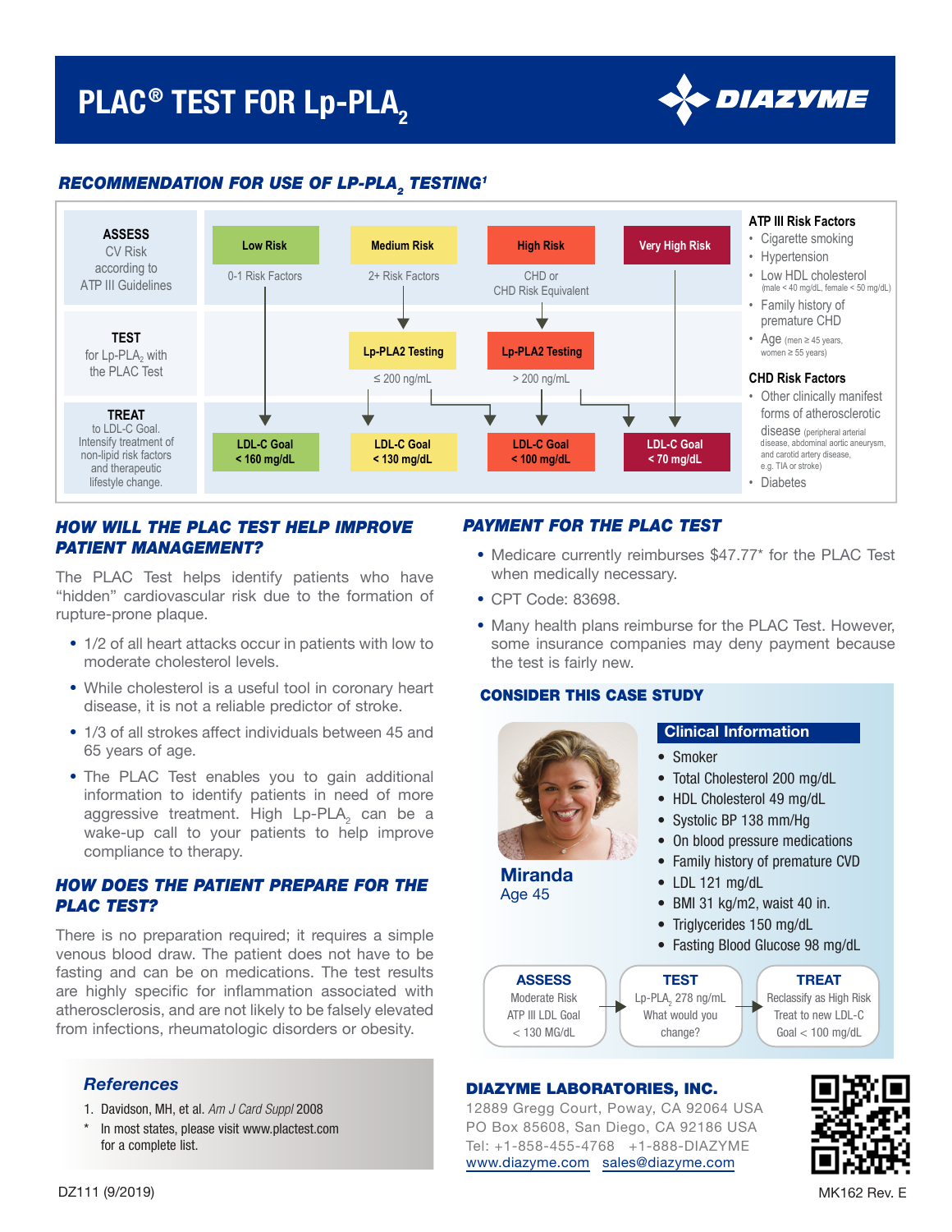# PLAC® TEST FOR Lp-PLA$_2$

DIAZYME

## RECOMMENDATION FOR USE OF LP-PLA$_2$ TESTING[1]

**ASSESS**
CV Risk according to ATP III Guidelines

Low Risk
0-1 Risk Factors

Medium Risk
2+ Risk Factors

High Risk
CHD or CHD Risk Equivalent

Very High Risk

**TEST**
for Lp-PLA$_2$ with the PLAC Test

Lp-PLA2 Testing
≤ 200 ng/mL

Lp-PLA2 Testing
> 200 ng/mL

**TREAT**
to LDL-C Goal.
Intensify treatment of non-lipid risk factors and therapeutic lifestyle change.

LDL-C Goal < 160 mg/dL

LDL-C Goal < 130 mg/dL

LDL-C Goal < 100 mg/dL

LDL-C Goal < 70 mg/dL

**ATP III Risk Factors**

- Cigarette smoking
- Hypertension
- Low HDL cholesterol (male < 40 mg/dL, female < 50 mg/dL)
- Family history of premature CHD
- Age (men ≥ 45 years, women ≥ 55 years)

**CHD Risk Factors**

- Other clinically manifest forms of atherosclerotic disease (peripheral arterial disease, abdominal aortic aneurysm, and carotid artery disease, e.g. TIA or stroke)
- Diabetes

### HOW WILL THE PLAC TEST HELP IMPROVE PATIENT MANAGEMENT?

The PLAC Test helps identify patients who have "hidden" cardiovascular risk due to the formation of rupture-prone plaque.

- 1/2 of all heart attacks occur in patients with low to moderate cholesterol levels.
- While cholesterol is a useful tool in coronary heart disease, it is not a reliable predictor of stroke.
- 1/3 of all strokes affect individuals between 45 and 65 years of age.
- The PLAC Test enables you to gain additional information to identify patients in need of more aggressive treatment. High Lp-PLA$_2$ can be a wake-up call to your patients to help improve compliance to therapy.

### HOW DOES THE PATIENT PREPARE FOR THE PLAC TEST?

There is no preparation required; it requires a simple venous blood draw. The patient does not have to be fasting and can be on medications. The test results are highly specific for inflammation associated with atherosclerosis, and are not likely to be falsely elevated from infections, rheumatologic disorders or obesity.

### PAYMENT FOR THE PLAC TEST

- Medicare currently reimburses $47.77* for the PLAC Test when medically necessary.
- CPT Code: 83698.
- Many health plans reimburse for the PLAC Test. However, some insurance companies may deny payment because the test is fairly new.

### CONSIDER THIS CASE STUDY

**Miranda**
Age 45

**Clinical Information**

- Smoker
- Total Cholesterol 200 mg/dL
- HDL Cholesterol 49 mg/dL
- Systolic BP 138 mm/Hg
- On blood pressure medications
- Family history of premature CVD
- LDL 121 mg/dL
- BMI 31 kg/m2, waist 40 in.
- Triglycerides 150 mg/dL
- Fasting Blood Glucose 98 mg/dL

**ASSESS**
Moderate Risk
ATP III LDL Goal
< 130 MG/dL

**TEST**
Lp-PLA$_2$ 278 ng/mL
What would you change?

**TREAT**
Reclassify as High Risk
Treat to new LDL-C Goal < 100 mg/dL

### References

1. Davidson, MH, et al. *Am J Card Suppl* 2008

\* In most states, please visit www.plactest.com for a complete list.

**DIAZYME LABORATORIES, INC.**
12889 Gregg Court, Poway, CA 92064 USA
PO Box 85608, San Diego, CA 92186 USA
Tel: +1-858-455-4768 +1-888-DIAZYME
www.diazyme.com sales@diazyme.com

DZ111 (9/2019)

MK162 Rev. E